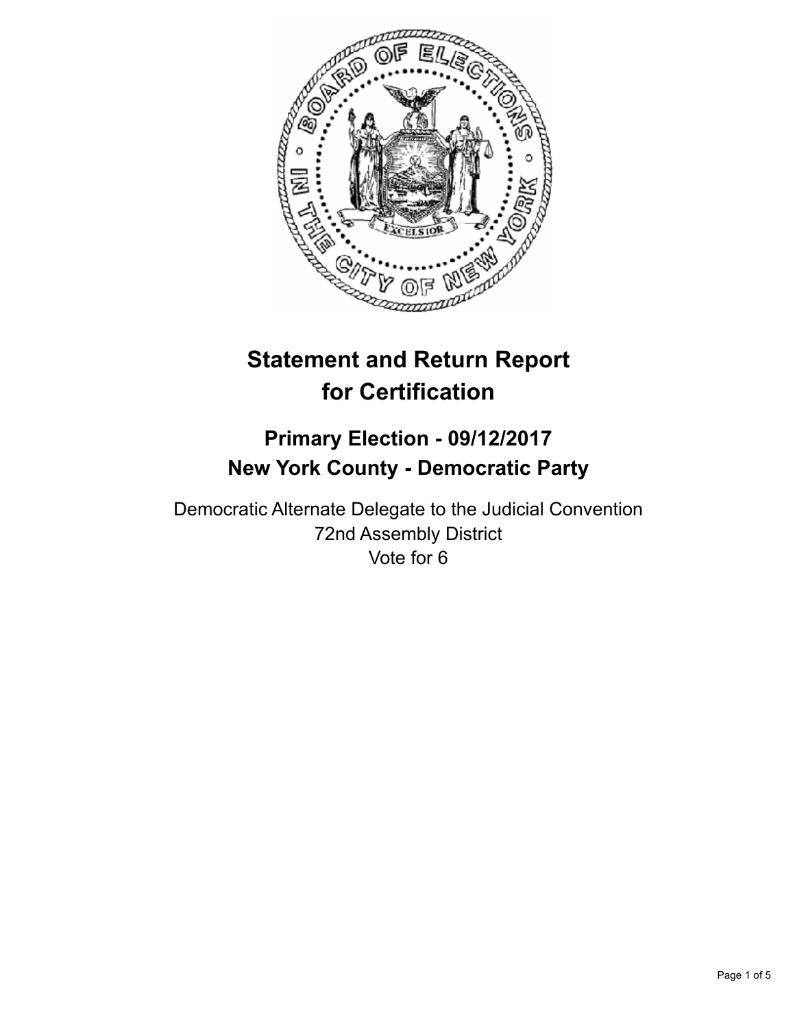# Statement and Return Report for Certification

## Primary Election - 09/12/2017
## New York County - Democratic Party

Democratic Alternate Delegate to the Judicial Convention
72nd Assembly District
Vote for 6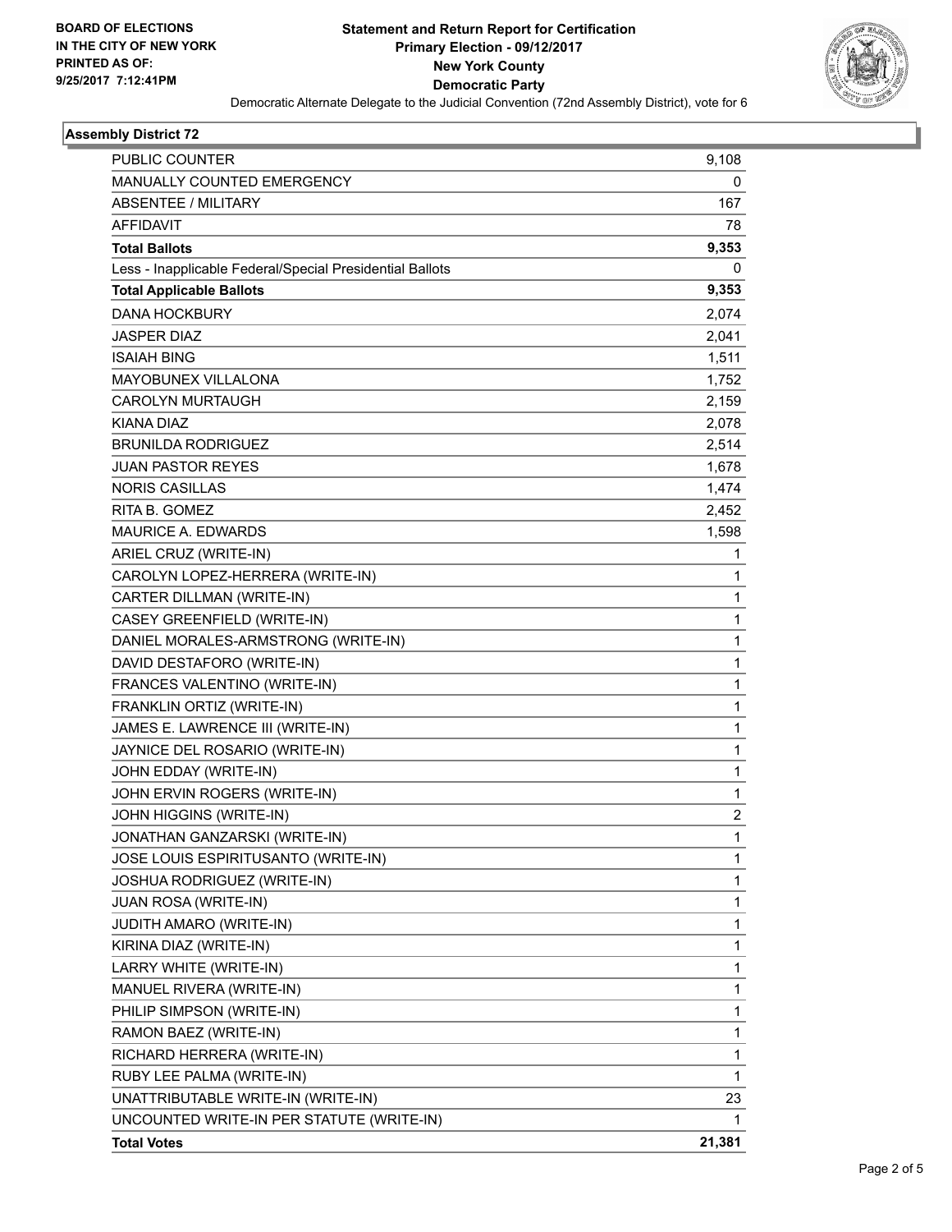**BOARD OF ELECTIONS**
**IN THE CITY OF NEW YORK**
**PRINTED AS OF:**
**9/25/2017 7:12:41PM**

# Statement and Return Report for Certification
## Primary Election - 09/12/2017
## New York County
## Democratic Party

Democratic Alternate Delegate to the Judicial Convention (72nd Assembly District), vote for 6

### Assembly District 72

| | |
|---|---|
| PUBLIC COUNTER | 9,108 |
| MANUALLY COUNTED EMERGENCY | 0 |
| ABSENTEE / MILITARY | 167 |
| AFFIDAVIT | 78 |
| **Total Ballots** | **9,353** |
| Less - Inapplicable Federal/Special Presidential Ballots | 0 |
| **Total Applicable Ballots** | **9,353** |
| DANA HOCKBURY | 2,074 |
| JASPER DIAZ | 2,041 |
| ISAIAH BING | 1,511 |
| MAYOBUNEX VILLALONA | 1,752 |
| CAROLYN MURTAUGH | 2,159 |
| KIANA DIAZ | 2,078 |
| BRUNILDA RODRIGUEZ | 2,514 |
| JUAN PASTOR REYES | 1,678 |
| NORIS CASILLAS | 1,474 |
| RITA B. GOMEZ | 2,452 |
| MAURICE A. EDWARDS | 1,598 |
| ARIEL CRUZ (WRITE-IN) | 1 |
| CAROLYN LOPEZ-HERRERA (WRITE-IN) | 1 |
| CARTER DILLMAN (WRITE-IN) | 1 |
| CASEY GREENFIELD (WRITE-IN) | 1 |
| DANIEL MORALES-ARMSTRONG (WRITE-IN) | 1 |
| DAVID DESTAFORO (WRITE-IN) | 1 |
| FRANCES VALENTINO (WRITE-IN) | 1 |
| FRANKLIN ORTIZ (WRITE-IN) | 1 |
| JAMES E. LAWRENCE III (WRITE-IN) | 1 |
| JAYNICE DEL ROSARIO (WRITE-IN) | 1 |
| JOHN EDDAY (WRITE-IN) | 1 |
| JOHN ERVIN ROGERS (WRITE-IN) | 1 |
| JOHN HIGGINS (WRITE-IN) | 2 |
| JONATHAN GANZARSKI (WRITE-IN) | 1 |
| JOSE LOUIS ESPIRITUSANTO (WRITE-IN) | 1 |
| JOSHUA RODRIGUEZ (WRITE-IN) | 1 |
| JUAN ROSA (WRITE-IN) | 1 |
| JUDITH AMARO (WRITE-IN) | 1 |
| KIRINA DIAZ (WRITE-IN) | 1 |
| LARRY WHITE (WRITE-IN) | 1 |
| MANUEL RIVERA (WRITE-IN) | 1 |
| PHILIP SIMPSON (WRITE-IN) | 1 |
| RAMON BAEZ (WRITE-IN) | 1 |
| RICHARD HERRERA (WRITE-IN) | 1 |
| RUBY LEE PALMA (WRITE-IN) | 1 |
| UNATTRIBUTABLE WRITE-IN (WRITE-IN) | 23 |
| UNCOUNTED WRITE-IN PER STATUTE (WRITE-IN) | 1 |
| **Total Votes** | **21,381** |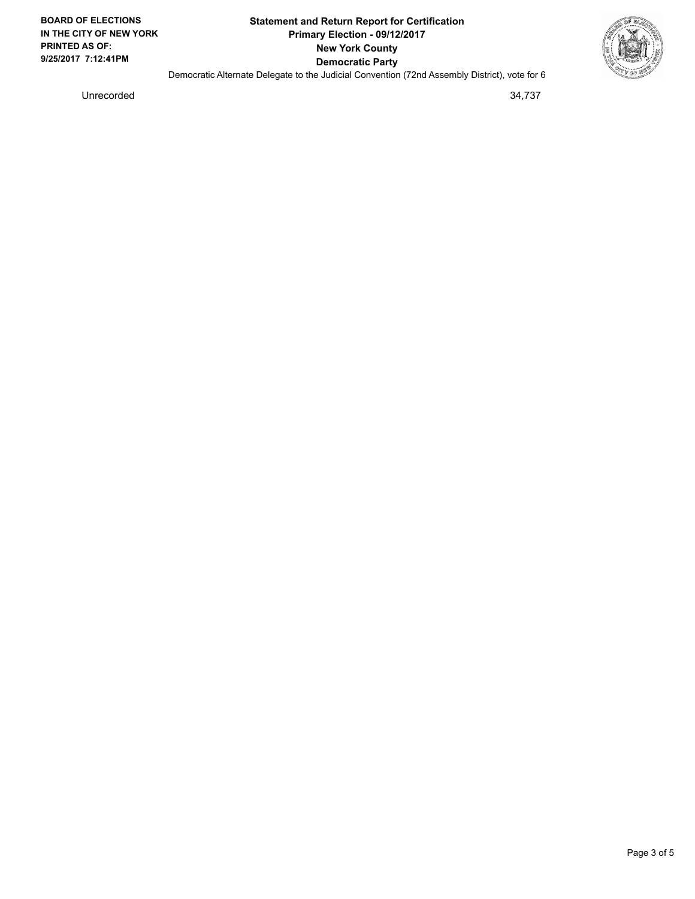Democratic Alternate Delegate to the Judicial Convention (72nd Assembly District), vote for 6

| | |
|---|---|
| Unrecorded | 34,737 |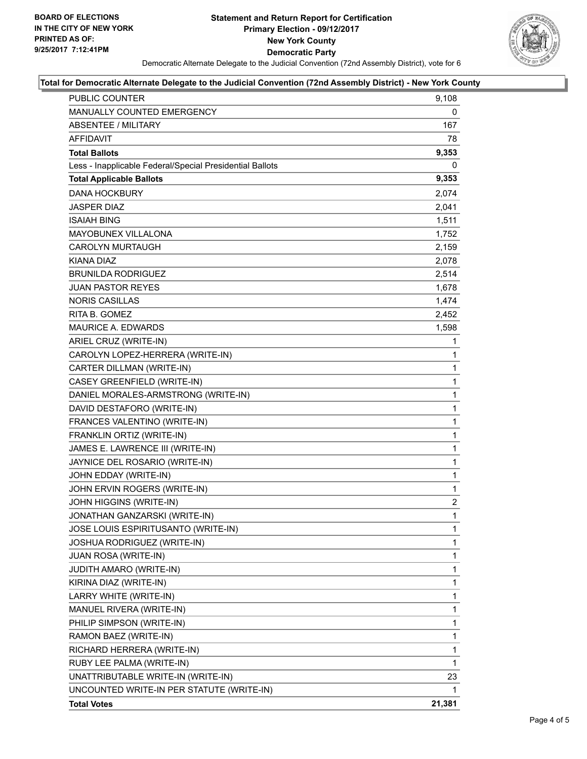BOARD OF ELECTIONS
IN THE CITY OF NEW YORK
PRINTED AS OF:
9/25/2017 7:12:41PM

**Statement and Return Report for Certification**
**Primary Election - 09/12/2017**
**New York County**
**Democratic Party**

Democratic Alternate Delegate to the Judicial Convention (72nd Assembly District), vote for 6

### Total for Democratic Alternate Delegate to the Judicial Convention (72nd Assembly District) - New York County

| | |
|---|---|
| PUBLIC COUNTER | 9,108 |
| MANUALLY COUNTED EMERGENCY | 0 |
| ABSENTEE / MILITARY | 167 |
| AFFIDAVIT | 78 |
| **Total Ballots** | **9,353** |
| Less - Inapplicable Federal/Special Presidential Ballots | 0 |
| **Total Applicable Ballots** | **9,353** |
| DANA HOCKBURY | 2,074 |
| JASPER DIAZ | 2,041 |
| ISAIAH BING | 1,511 |
| MAYOBUNEX VILLALONA | 1,752 |
| CAROLYN MURTAUGH | 2,159 |
| KIANA DIAZ | 2,078 |
| BRUNILDA RODRIGUEZ | 2,514 |
| JUAN PASTOR REYES | 1,678 |
| NORIS CASILLAS | 1,474 |
| RITA B. GOMEZ | 2,452 |
| MAURICE A. EDWARDS | 1,598 |
| ARIEL CRUZ (WRITE-IN) | 1 |
| CAROLYN LOPEZ-HERRERA (WRITE-IN) | 1 |
| CARTER DILLMAN (WRITE-IN) | 1 |
| CASEY GREENFIELD (WRITE-IN) | 1 |
| DANIEL MORALES-ARMSTRONG (WRITE-IN) | 1 |
| DAVID DESTAFORO (WRITE-IN) | 1 |
| FRANCES VALENTINO (WRITE-IN) | 1 |
| FRANKLIN ORTIZ (WRITE-IN) | 1 |
| JAMES E. LAWRENCE III (WRITE-IN) | 1 |
| JAYNICE DEL ROSARIO (WRITE-IN) | 1 |
| JOHN EDDAY (WRITE-IN) | 1 |
| JOHN ERVIN ROGERS (WRITE-IN) | 1 |
| JOHN HIGGINS (WRITE-IN) | 2 |
| JONATHAN GANZARSKI (WRITE-IN) | 1 |
| JOSE LOUIS ESPIRITUSANTO (WRITE-IN) | 1 |
| JOSHUA RODRIGUEZ (WRITE-IN) | 1 |
| JUAN ROSA (WRITE-IN) | 1 |
| JUDITH AMARO (WRITE-IN) | 1 |
| KIRINA DIAZ (WRITE-IN) | 1 |
| LARRY WHITE (WRITE-IN) | 1 |
| MANUEL RIVERA (WRITE-IN) | 1 |
| PHILIP SIMPSON (WRITE-IN) | 1 |
| RAMON BAEZ (WRITE-IN) | 1 |
| RICHARD HERRERA (WRITE-IN) | 1 |
| RUBY LEE PALMA (WRITE-IN) | 1 |
| UNATTRIBUTABLE WRITE-IN (WRITE-IN) | 23 |
| UNCOUNTED WRITE-IN PER STATUTE (WRITE-IN) | 1 |
| **Total Votes** | **21,381** |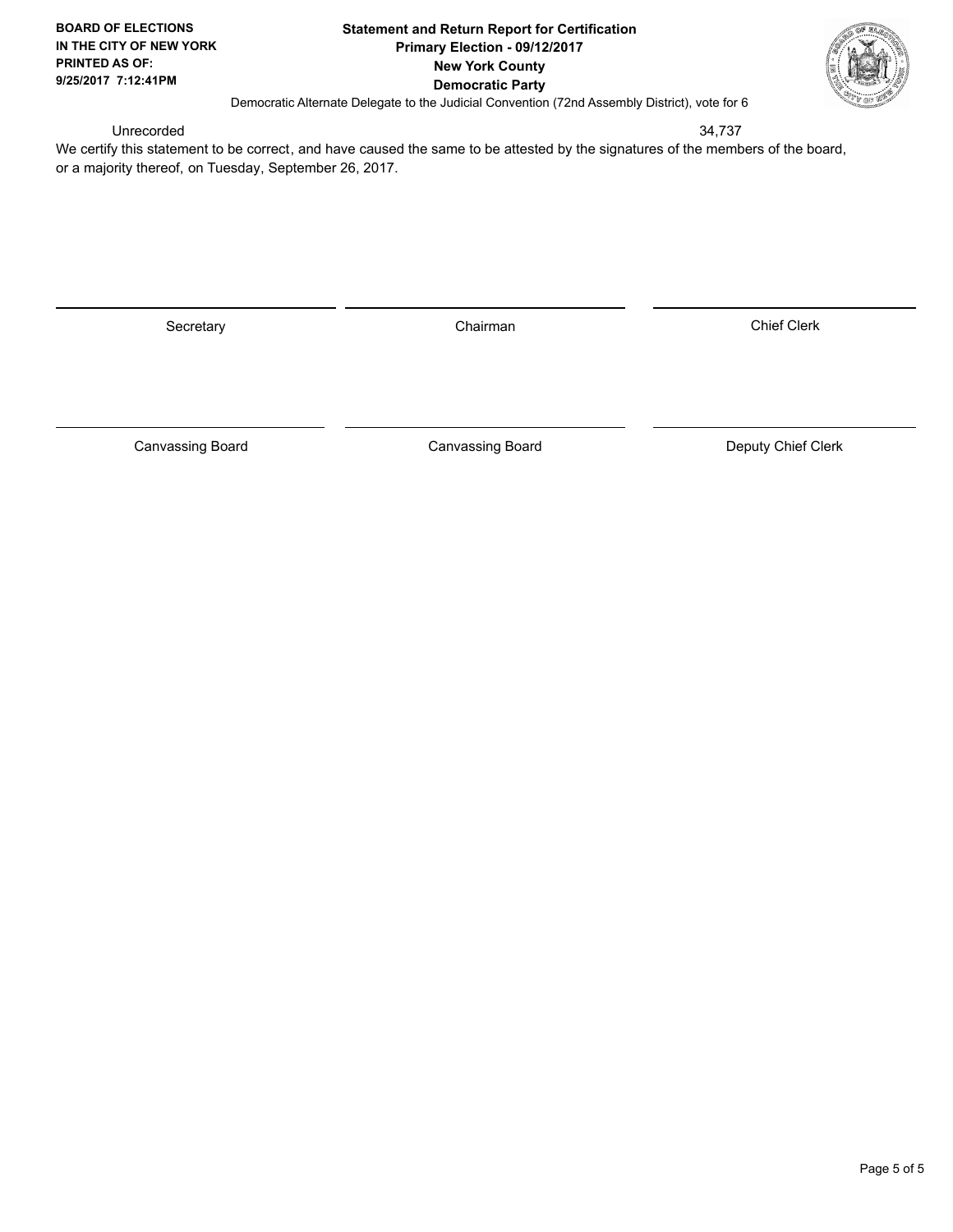**BOARD OF ELECTIONS IN THE CITY OF NEW YORK**
**PRINTED AS OF: 9/25/2017 7:12:41PM**

**Statement and Return Report for Certification**
**Primary Election - 09/12/2017**
**New York County**
**Democratic Party**

Democratic Alternate Delegate to the Judicial Convention (72nd Assembly District), vote for 6

| | |
|---|---|
| Unrecorded | 34,737 |

We certify this statement to be correct, and have caused the same to be attested by the signatures of the members of the board, or a majority thereof, on Tuesday, September 26, 2017.

| | | |
|---|---|---|
| Secretary | Chairman | Chief Clerk |
| Canvassing Board | Canvassing Board | Deputy Chief Clerk |